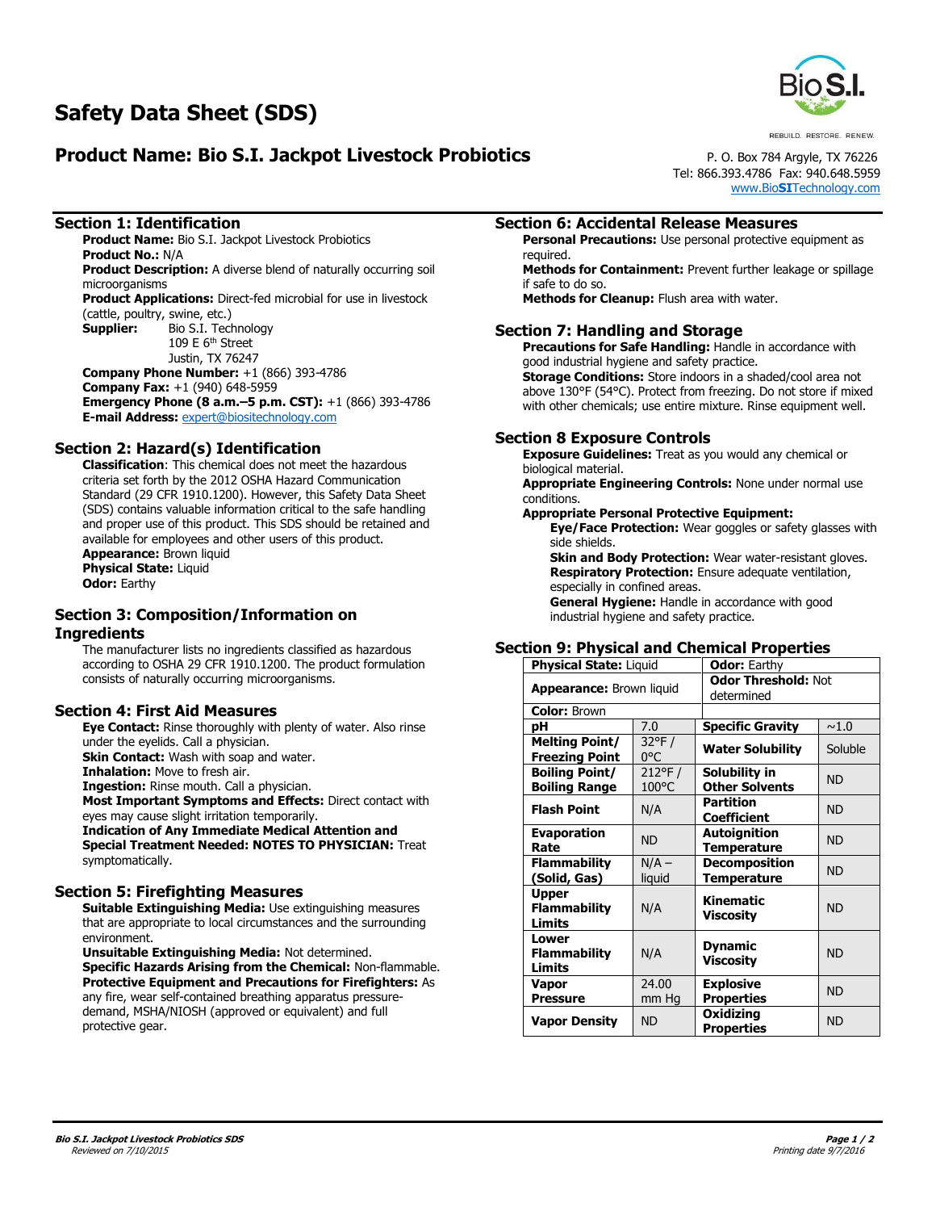# Safety Data Sheet (SDS)

## Product Name: Bio S.I. Jackpot Livestock Probiotics

REBUILD. RESTORE. RENEW.

P. O. Box 784 Argyle, TX 76226
Tel: 866.393.4786 Fax: 940.648.5959
www.BioSITechnology.com

### Section 1: Identification

**Product Name:** Bio S.I. Jackpot Livestock Probiotics
**Product No.:** N/A
**Product Description:** A diverse blend of naturally occurring soil microorganisms
**Product Applications:** Direct-fed microbial for use in livestock (cattle, poultry, swine, etc.)
**Supplier:** Bio S.I. Technology
109 E 6th Street
Justin, TX 76247
**Company Phone Number:** +1 (866) 393-4786
**Company Fax:** +1 (940) 648-5959
**Emergency Phone (8 a.m.–5 p.m. CST):** +1 (866) 393-4786
**E-mail Address:** expert@biositechnology.com

### Section 2: Hazard(s) Identification

**Classification**: This chemical does not meet the hazardous criteria set forth by the 2012 OSHA Hazard Communication Standard (29 CFR 1910.1200). However, this Safety Data Sheet (SDS) contains valuable information critical to the safe handling and proper use of this product. This SDS should be retained and available for employees and other users of this product.
**Appearance:** Brown liquid
**Physical State:** Liquid
**Odor:** Earthy

### Section 3: Composition/Information on Ingredients

The manufacturer lists no ingredients classified as hazardous according to OSHA 29 CFR 1910.1200. The product formulation consists of naturally occurring microorganisms.

### Section 4: First Aid Measures

**Eye Contact:** Rinse thoroughly with plenty of water. Also rinse under the eyelids. Call a physician.
**Skin Contact:** Wash with soap and water.
**Inhalation:** Move to fresh air.
**Ingestion:** Rinse mouth. Call a physician.
**Most Important Symptoms and Effects:** Direct contact with eyes may cause slight irritation temporarily.
**Indication of Any Immediate Medical Attention and Special Treatment Needed: NOTES TO PHYSICIAN:** Treat symptomatically.

### Section 5: Firefighting Measures

**Suitable Extinguishing Media:** Use extinguishing measures that are appropriate to local circumstances and the surrounding environment.
**Unsuitable Extinguishing Media:** Not determined.
**Specific Hazards Arising from the Chemical:** Non-flammable.
**Protective Equipment and Precautions for Firefighters:** As any fire, wear self-contained breathing apparatus pressure-demand, MSHA/NIOSH (approved or equivalent) and full protective gear.

### Section 6: Accidental Release Measures

**Personal Precautions:** Use personal protective equipment as required.
**Methods for Containment:** Prevent further leakage or spillage if safe to do so.
**Methods for Cleanup:** Flush area with water.

### Section 7: Handling and Storage

**Precautions for Safe Handling:** Handle in accordance with good industrial hygiene and safety practice.
**Storage Conditions:** Store indoors in a shaded/cool area not above 130°F (54°C). Protect from freezing. Do not store if mixed with other chemicals; use entire mixture. Rinse equipment well.

### Section 8 Exposure Controls

**Exposure Guidelines:** Treat as you would any chemical or biological material.
**Appropriate Engineering Controls:** None under normal use conditions.
**Appropriate Personal Protective Equipment:**

- **Eye/Face Protection:** Wear goggles or safety glasses with side shields.
- **Skin and Body Protection:** Wear water-resistant gloves.
- **Respiratory Protection:** Ensure adequate ventilation, especially in confined areas.
- **General Hygiene:** Handle in accordance with good industrial hygiene and safety practice.

### Section 9: Physical and Chemical Properties

| **Physical State:** Liquid | | **Odor:** Earthy | |
|---|---|---|---|
| **Appearance:** Brown liquid | | **Odor Threshold:** Not determined | |
| **Color:** Brown | | | |
| **pH** | 7.0 | **Specific Gravity** | ~1.0 |
| **Melting Point/ Freezing Point** | 32°F / 0°C | **Water Solubility** | Soluble |
| **Boiling Point/ Boiling Range** | 212°F / 100°C | **Solubility in Other Solvents** | ND |
| **Flash Point** | N/A | **Partition Coefficient** | ND |
| **Evaporation Rate** | ND | **Autoignition Temperature** | ND |
| **Flammability (Solid, Gas)** | N/A – liquid | **Decomposition Temperature** | ND |
| **Upper Flammability Limits** | N/A | **Kinematic Viscosity** | ND |
| **Lower Flammability Limits** | N/A | **Dynamic Viscosity** | ND |
| **Vapor Pressure** | 24.00 mm Hg | **Explosive Properties** | ND |
| **Vapor Density** | ND | **Oxidizing Properties** | ND |

*Reviewed on 7/10/2015* Printing date 9/7/2016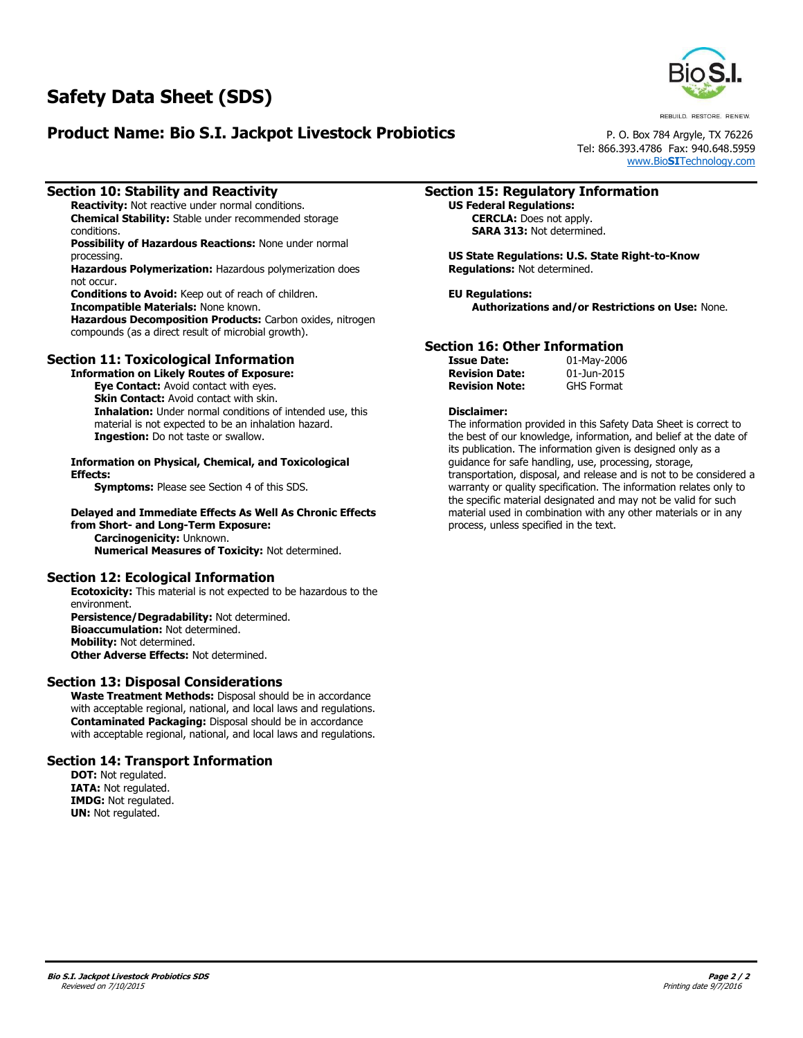# Safety Data Sheet (SDS)

## Product Name: Bio S.I. Jackpot Livestock Probiotics

P. O. Box 784 Argyle, TX 76226
Tel: 866.393.4786 Fax: 940.648.5959
www.BioSITechnology.com

### Section 10: Stability and Reactivity

**Reactivity:** Not reactive under normal conditions.
**Chemical Stability:** Stable under recommended storage conditions.
**Possibility of Hazardous Reactions:** None under normal processing.
**Hazardous Polymerization:** Hazardous polymerization does not occur.
**Conditions to Avoid:** Keep out of reach of children.
**Incompatible Materials:** None known.
**Hazardous Decomposition Products:** Carbon oxides, nitrogen compounds (as a direct result of microbial growth).

### Section 11: Toxicological Information

**Information on Likely Routes of Exposure:**

**Eye Contact:** Avoid contact with eyes.
**Skin Contact:** Avoid contact with skin.
**Inhalation:** Under normal conditions of intended use, this material is not expected to be an inhalation hazard.
**Ingestion:** Do not taste or swallow.

**Information on Physical, Chemical, and Toxicological Effects:**

**Symptoms:** Please see Section 4 of this SDS.

**Delayed and Immediate Effects As Well As Chronic Effects from Short- and Long-Term Exposure:**

**Carcinogenicity:** Unknown.
**Numerical Measures of Toxicity:** Not determined.

### Section 12: Ecological Information

**Ecotoxicity:** This material is not expected to be hazardous to the environment.
**Persistence/Degradability:** Not determined.
**Bioaccumulation:** Not determined.
**Mobility:** Not determined.
**Other Adverse Effects:** Not determined.

### Section 13: Disposal Considerations

**Waste Treatment Methods:** Disposal should be in accordance with acceptable regional, national, and local laws and regulations.
**Contaminated Packaging:** Disposal should be in accordance with acceptable regional, national, and local laws and regulations.

### Section 14: Transport Information

**DOT:** Not regulated.
**IATA:** Not regulated.
**IMDG:** Not regulated.
**UN:** Not regulated.

### Section 15: Regulatory Information

**US Federal Regulations:**

**CERCLA:** Does not apply.
**SARA 313:** Not determined.

**US State Regulations: U.S. State Right-to-Know Regulations:** Not determined.

**EU Regulations:**

**Authorizations and/or Restrictions on Use:** None.

### Section 16: Other Information

| | |
|---|---|
| **Issue Date:** | 01-May-2006 |
| **Revision Date:** | 01-Jun-2015 |
| **Revision Note:** | GHS Format |

**Disclaimer:**

The information provided in this Safety Data Sheet is correct to the best of our knowledge, information, and belief at the date of its publication. The information given is designed only as a guidance for safe handling, use, processing, storage, transportation, disposal, and release and is not to be considered a warranty or quality specification. The information relates only to the specific material designated and may not be valid for such material used in combination with any other materials or in any process, unless specified in the text.

*Bio S.I. Jackpot Livestock Probiotics SDS*
*Reviewed on 7/10/2015*

*Printing date 9/7/2016*